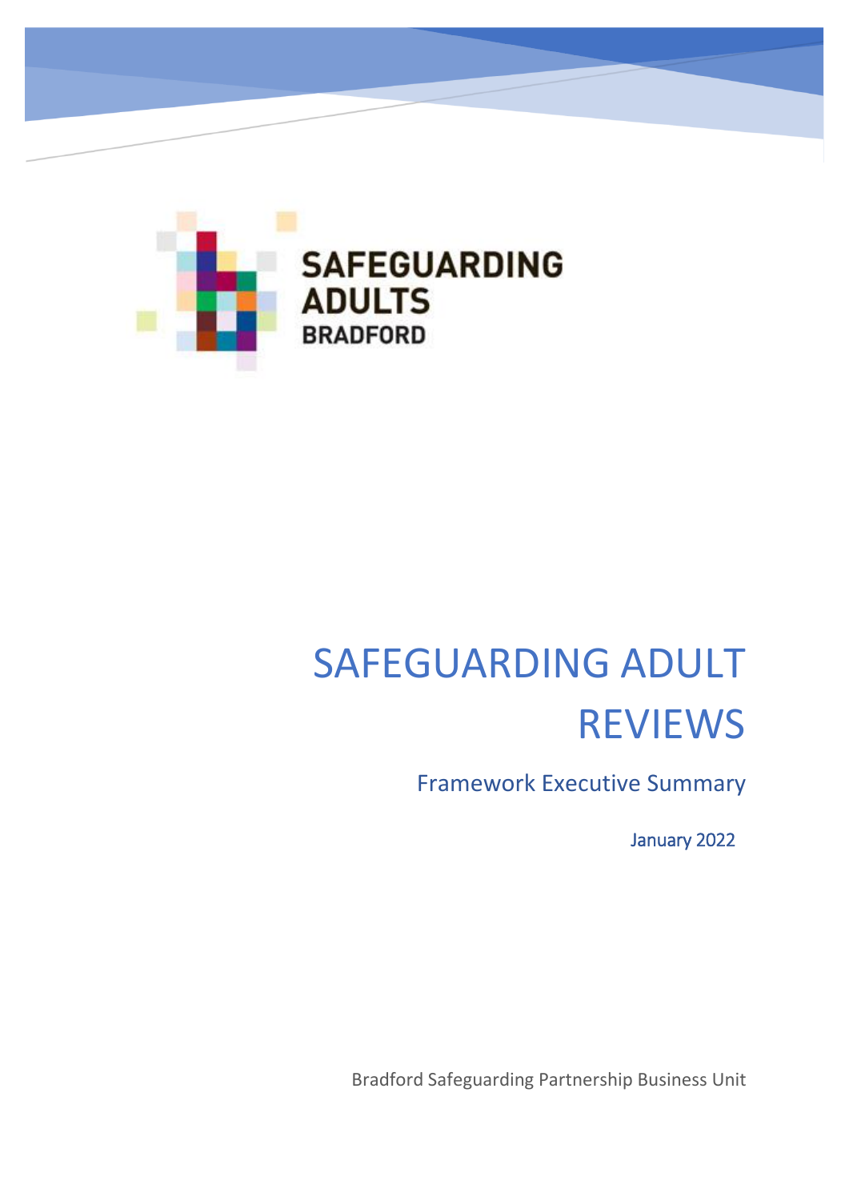SAFEGUARDING ADULTS BRADFORD

# SAFEGUARDING ADULT REVIEWS

## Framework Executive Summary

January 2022

Bradford Safeguarding Partnership Business Unit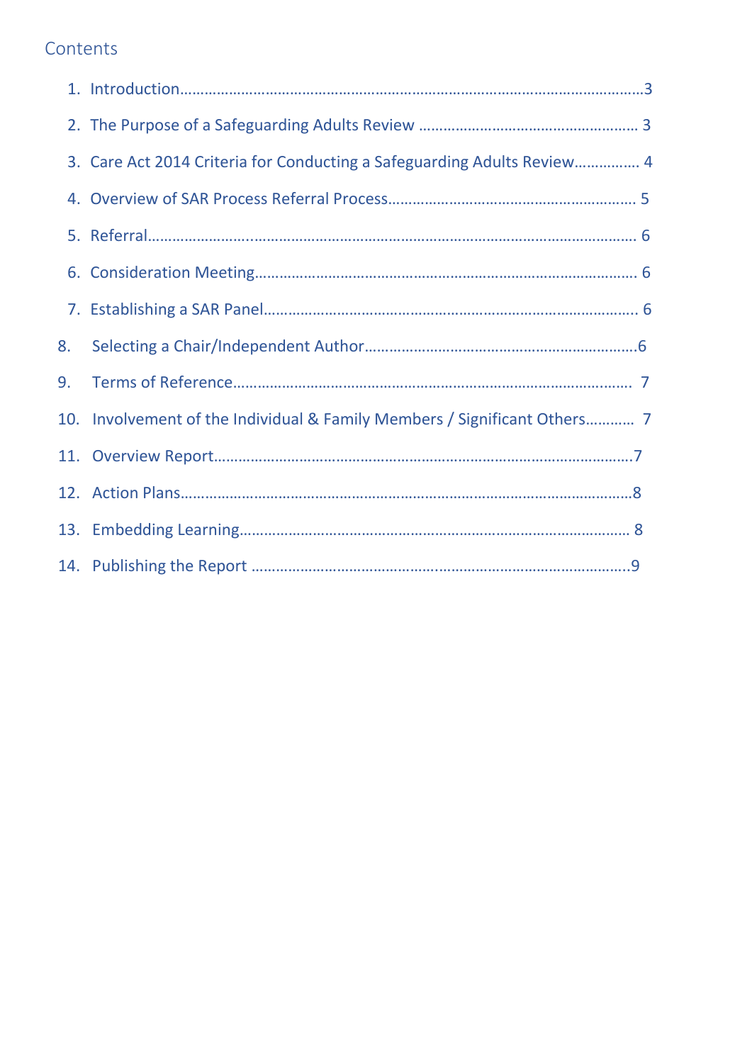## Contents

1. Introduction.......................................................................................................3
2. The Purpose of a Safeguarding Adults Review ............................................. 3
3. Care Act 2014 Criteria for Conducting a Safeguarding Adults Review................ 4
4. Overview of SAR Process Referral Process.................................................... 5
5. Referral........................................................................................................ 6
6. Consideration Meeting.................................................................................. 6
7. Establishing a SAR Panel.............................................................................. 6
8. Selecting a Chair/Independent Author.........................................................6
9. Terms of Reference..................................................................................... 7
10. Involvement of the Individual & Family Members / Significant Others........... 7
11. Overview Report.........................................................................................7
12. Action Plans................................................................................................8
13. Embedding Learning................................................................................... 8
14. Publishing the Report ..................................................................................9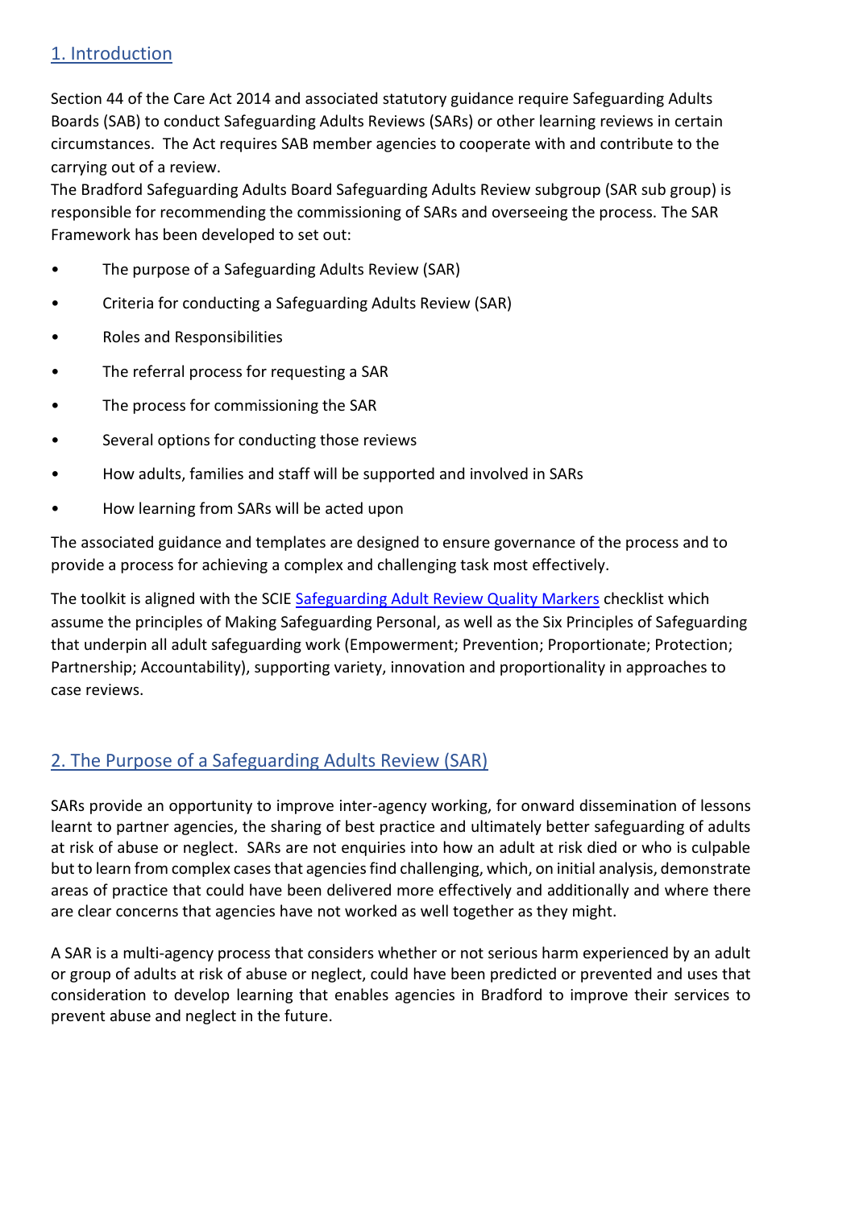## 1. Introduction

Section 44 of the Care Act 2014 and associated statutory guidance require Safeguarding Adults Boards (SAB) to conduct Safeguarding Adults Reviews (SARs) or other learning reviews in certain circumstances. The Act requires SAB member agencies to cooperate with and contribute to the carrying out of a review.

The Bradford Safeguarding Adults Board Safeguarding Adults Review subgroup (SAR sub group) is responsible for recommending the commissioning of SARs and overseeing the process. The SAR Framework has been developed to set out:

- The purpose of a Safeguarding Adults Review (SAR)
- Criteria for conducting a Safeguarding Adults Review (SAR)
- Roles and Responsibilities
- The referral process for requesting a SAR
- The process for commissioning the SAR
- Several options for conducting those reviews
- How adults, families and staff will be supported and involved in SARs
- How learning from SARs will be acted upon

The associated guidance and templates are designed to ensure governance of the process and to provide a process for achieving a complex and challenging task most effectively.

The toolkit is aligned with the SCIE Safeguarding Adult Review Quality Markers checklist which assume the principles of Making Safeguarding Personal, as well as the Six Principles of Safeguarding that underpin all adult safeguarding work (Empowerment; Prevention; Proportionate; Protection; Partnership; Accountability), supporting variety, innovation and proportionality in approaches to case reviews.

## 2. The Purpose of a Safeguarding Adults Review (SAR)

SARs provide an opportunity to improve inter-agency working, for onward dissemination of lessons learnt to partner agencies, the sharing of best practice and ultimately better safeguarding of adults at risk of abuse or neglect. SARs are not enquiries into how an adult at risk died or who is culpable but to learn from complex cases that agencies find challenging, which, on initial analysis, demonstrate areas of practice that could have been delivered more effectively and additionally and where there are clear concerns that agencies have not worked as well together as they might.

A SAR is a multi-agency process that considers whether or not serious harm experienced by an adult or group of adults at risk of abuse or neglect, could have been predicted or prevented and uses that consideration to develop learning that enables agencies in Bradford to improve their services to prevent abuse and neglect in the future.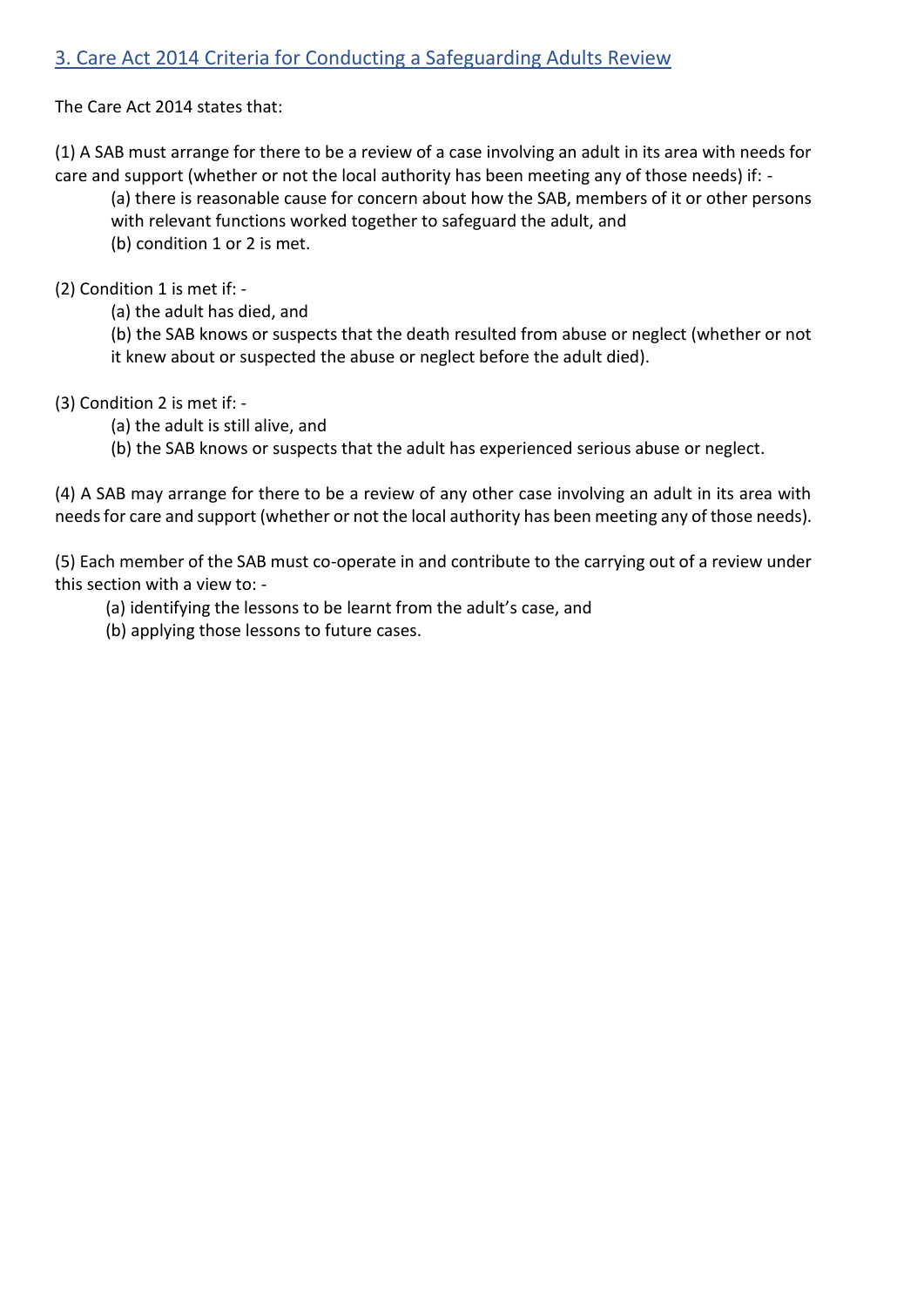## 3. Care Act 2014 Criteria for Conducting a Safeguarding Adults Review

The Care Act 2014 states that:

(1) A SAB must arrange for there to be a review of a case involving an adult in its area with needs for care and support (whether or not the local authority has been meeting any of those needs) if: -

> (a) there is reasonable cause for concern about how the SAB, members of it or other persons with relevant functions worked together to safeguard the adult, and
>
> (b) condition 1 or 2 is met.

(2) Condition 1 is met if: -

> (a) the adult has died, and
>
> (b) the SAB knows or suspects that the death resulted from abuse or neglect (whether or not it knew about or suspected the abuse or neglect before the adult died).

(3) Condition 2 is met if: -

> (a) the adult is still alive, and
>
> (b) the SAB knows or suspects that the adult has experienced serious abuse or neglect.

(4) A SAB may arrange for there to be a review of any other case involving an adult in its area with needs for care and support (whether or not the local authority has been meeting any of those needs).

(5) Each member of the SAB must co-operate in and contribute to the carrying out of a review under this section with a view to: -

> (a) identifying the lessons to be learnt from the adult's case, and
>
> (b) applying those lessons to future cases.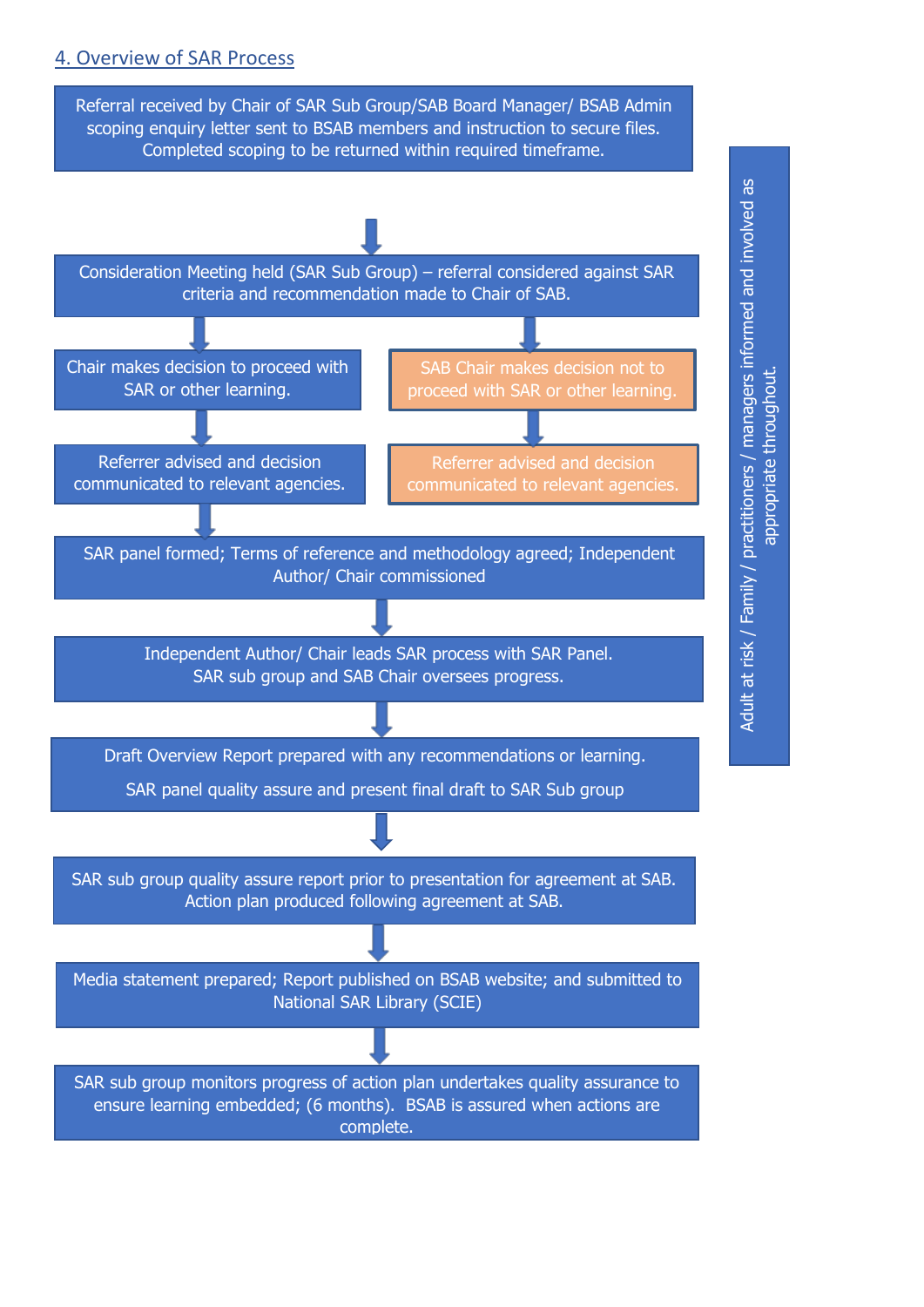## 4. Overview of SAR Process

Referral received by Chair of SAR Sub Group/SAB Board Manager/ BSAB Admin scoping enquiry letter sent to BSAB members and instruction to secure files. Completed scoping to be returned within required timeframe.

↓

Consideration Meeting held (SAR Sub Group) – referral considered against SAR criteria and recommendation made to Chair of SAB.

↓

Chair makes decision to proceed with SAR or other learning.

↓

Referrer advised and decision communicated to relevant agencies.

↓

SAR panel formed; Terms of reference and methodology agreed; Independent Author/ Chair commissioned

↓

Independent Author/ Chair leads SAR process with SAR Panel.
SAR sub group and SAB Chair oversees progress.

↓

Draft Overview Report prepared with any recommendations or learning.

SAR panel quality assure and present final draft to SAR Sub group

↓

SAR sub group quality assure report prior to presentation for agreement at SAB. Action plan produced following agreement at SAB.

↓

Media statement prepared; Report published on BSAB website; and submitted to National SAR Library (SCIE)

↓

SAR sub group monitors progress of action plan undertakes quality assurance to ensure learning embedded; (6 months). BSAB is assured when actions are complete.

Alternative path (from Consideration Meeting):

SAB Chair makes decision not to proceed with SAR or other learning.

↓

Referrer advised and decision communicated to relevant agencies.

Adult at risk / Family / practitioners / managers informed and involved as appropriate throughout.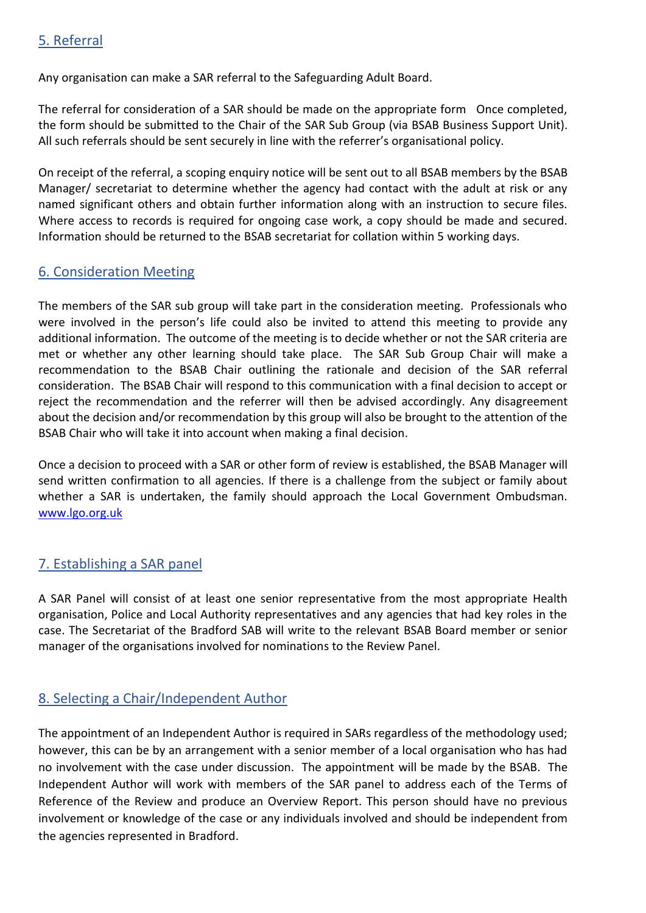## 5. Referral

Any organisation can make a SAR referral to the Safeguarding Adult Board.

The referral for consideration of a SAR should be made on the appropriate form Once completed, the form should be submitted to the Chair of the SAR Sub Group (via BSAB Business Support Unit). All such referrals should be sent securely in line with the referrer's organisational policy.

On receipt of the referral, a scoping enquiry notice will be sent out to all BSAB members by the BSAB Manager/ secretariat to determine whether the agency had contact with the adult at risk or any named significant others and obtain further information along with an instruction to secure files. Where access to records is required for ongoing case work, a copy should be made and secured. Information should be returned to the BSAB secretariat for collation within 5 working days.

## 6. Consideration Meeting

The members of the SAR sub group will take part in the consideration meeting. Professionals who were involved in the person's life could also be invited to attend this meeting to provide any additional information. The outcome of the meeting is to decide whether or not the SAR criteria are met or whether any other learning should take place. The SAR Sub Group Chair will make a recommendation to the BSAB Chair outlining the rationale and decision of the SAR referral consideration. The BSAB Chair will respond to this communication with a final decision to accept or reject the recommendation and the referrer will then be advised accordingly. Any disagreement about the decision and/or recommendation by this group will also be brought to the attention of the BSAB Chair who will take it into account when making a final decision.

Once a decision to proceed with a SAR or other form of review is established, the BSAB Manager will send written confirmation to all agencies. If there is a challenge from the subject or family about whether a SAR is undertaken, the family should approach the Local Government Ombudsman. [www.lgo.org.uk](http://www.lgo.org.uk)

## 7. Establishing a SAR panel

A SAR Panel will consist of at least one senior representative from the most appropriate Health organisation, Police and Local Authority representatives and any agencies that had key roles in the case. The Secretariat of the Bradford SAB will write to the relevant BSAB Board member or senior manager of the organisations involved for nominations to the Review Panel.

## 8. Selecting a Chair/Independent Author

The appointment of an Independent Author is required in SARs regardless of the methodology used; however, this can be by an arrangement with a senior member of a local organisation who has had no involvement with the case under discussion. The appointment will be made by the BSAB. The Independent Author will work with members of the SAR panel to address each of the Terms of Reference of the Review and produce an Overview Report. This person should have no previous involvement or knowledge of the case or any individuals involved and should be independent from the agencies represented in Bradford.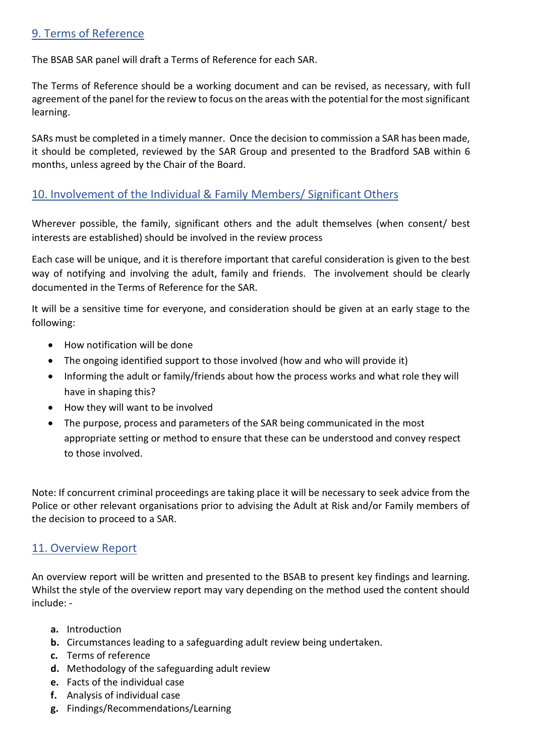## 9. Terms of Reference

The BSAB SAR panel will draft a Terms of Reference for each SAR.

The Terms of Reference should be a working document and can be revised, as necessary, with full agreement of the panel for the review to focus on the areas with the potential for the most significant learning.

SARs must be completed in a timely manner. Once the decision to commission a SAR has been made, it should be completed, reviewed by the SAR Group and presented to the Bradford SAB within 6 months, unless agreed by the Chair of the Board.

## 10. Involvement of the Individual & Family Members/ Significant Others

Wherever possible, the family, significant others and the adult themselves (when consent/ best interests are established) should be involved in the review process

Each case will be unique, and it is therefore important that careful consideration is given to the best way of notifying and involving the adult, family and friends. The involvement should be clearly documented in the Terms of Reference for the SAR.

It will be a sensitive time for everyone, and consideration should be given at an early stage to the following:

- How notification will be done
- The ongoing identified support to those involved (how and who will provide it)
- Informing the adult or family/friends about how the process works and what role they will have in shaping this?
- How they will want to be involved
- The purpose, process and parameters of the SAR being communicated in the most appropriate setting or method to ensure that these can be understood and convey respect to those involved.

Note: If concurrent criminal proceedings are taking place it will be necessary to seek advice from the Police or other relevant organisations prior to advising the Adult at Risk and/or Family members of the decision to proceed to a SAR.

## 11. Overview Report

An overview report will be written and presented to the BSAB to present key findings and learning. Whilst the style of the overview report may vary depending on the method used the content should include: -

- **a.** Introduction
- **b.** Circumstances leading to a safeguarding adult review being undertaken.
- **c.** Terms of reference
- **d.** Methodology of the safeguarding adult review
- **e.** Facts of the individual case
- **f.** Analysis of individual case
- **g.** Findings/Recommendations/Learning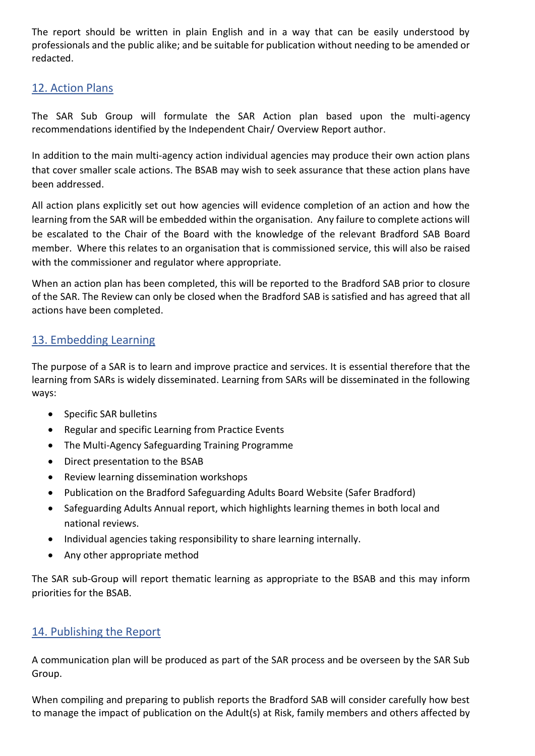The report should be written in plain English and in a way that can be easily understood by professionals and the public alike; and be suitable for publication without needing to be amended or redacted.

## 12. Action Plans

The SAR Sub Group will formulate the SAR Action plan based upon the multi-agency recommendations identified by the Independent Chair/ Overview Report author.

In addition to the main multi-agency action individual agencies may produce their own action plans that cover smaller scale actions. The BSAB may wish to seek assurance that these action plans have been addressed.

All action plans explicitly set out how agencies will evidence completion of an action and how the learning from the SAR will be embedded within the organisation. Any failure to complete actions will be escalated to the Chair of the Board with the knowledge of the relevant Bradford SAB Board member. Where this relates to an organisation that is commissioned service, this will also be raised with the commissioner and regulator where appropriate.

When an action plan has been completed, this will be reported to the Bradford SAB prior to closure of the SAR. The Review can only be closed when the Bradford SAB is satisfied and has agreed that all actions have been completed.

## 13. Embedding Learning

The purpose of a SAR is to learn and improve practice and services. It is essential therefore that the learning from SARs is widely disseminated. Learning from SARs will be disseminated in the following ways:

- Specific SAR bulletins
- Regular and specific Learning from Practice Events
- The Multi-Agency Safeguarding Training Programme
- Direct presentation to the BSAB
- Review learning dissemination workshops
- Publication on the Bradford Safeguarding Adults Board Website (Safer Bradford)
- Safeguarding Adults Annual report, which highlights learning themes in both local and national reviews.
- Individual agencies taking responsibility to share learning internally.
- Any other appropriate method

The SAR sub-Group will report thematic learning as appropriate to the BSAB and this may inform priorities for the BSAB.

## 14. Publishing the Report

A communication plan will be produced as part of the SAR process and be overseen by the SAR Sub Group.

When compiling and preparing to publish reports the Bradford SAB will consider carefully how best to manage the impact of publication on the Adult(s) at Risk, family members and others affected by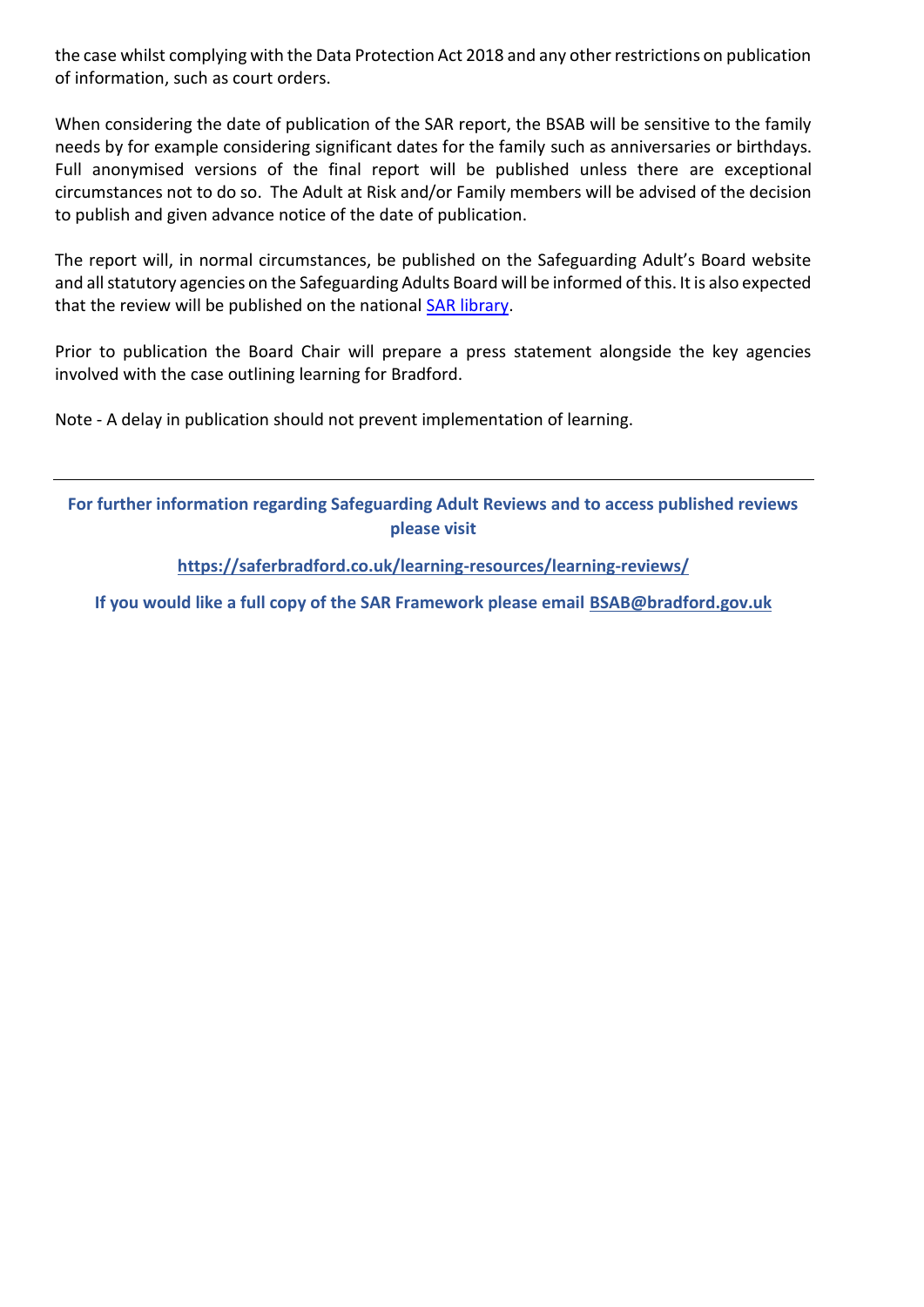the case whilst complying with the Data Protection Act 2018 and any other restrictions on publication of information, such as court orders.

When considering the date of publication of the SAR report, the BSAB will be sensitive to the family needs by for example considering significant dates for the family such as anniversaries or birthdays. Full anonymised versions of the final report will be published unless there are exceptional circumstances not to do so. The Adult at Risk and/or Family members will be advised of the decision to publish and given advance notice of the date of publication.

The report will, in normal circumstances, be published on the Safeguarding Adult's Board website and all statutory agencies on the Safeguarding Adults Board will be informed of this. It is also expected that the review will be published on the national [SAR library](#).

Prior to publication the Board Chair will prepare a press statement alongside the key agencies involved with the case outlining learning for Bradford.

Note - A delay in publication should not prevent implementation of learning.

---

**For further information regarding Safeguarding Adult Reviews and to access published reviews please visit**

**https://saferbradford.co.uk/learning-resources/learning-reviews/**

**If you would like a full copy of the SAR Framework please email BSAB@bradford.gov.uk**